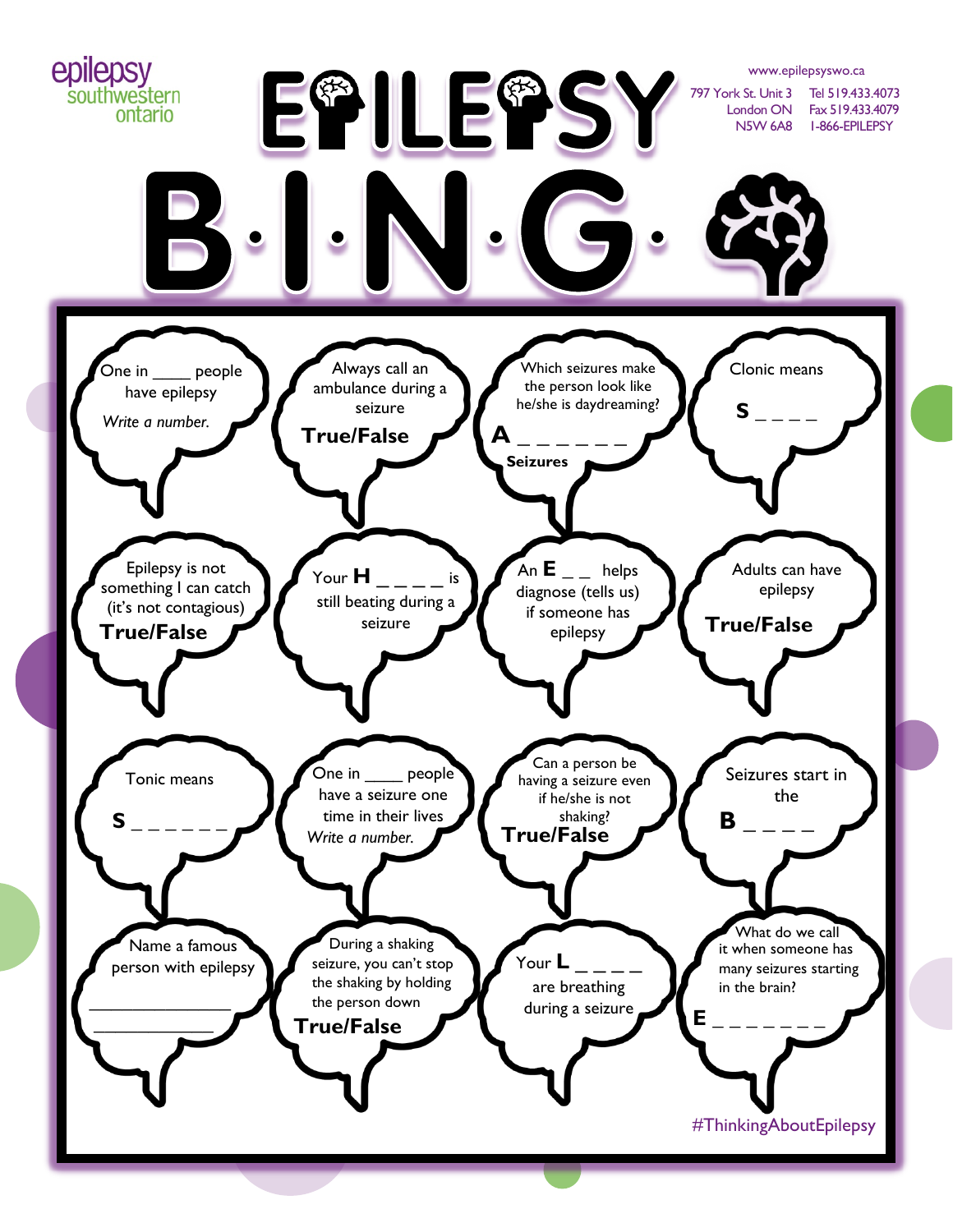epilepsy southwestern ontario

# EPILEPSY B·I·N·G·O

www.epilepsyswo.ca

797 York St. Unit 3
London ON
N5W 6A8

Tel 519.433.4073
Fax 519.433.4079
1-866-EPILEPSY

| | | | |
|---|---|---|---|
| One in ____ people have epilepsy *Write a number.* | Always call an ambulance during a seizure **True/False** | Which seizures make the person look like he/she is daydreaming? **A** _ _ _ _ _ _ _ **Seizures** | Clonic means **S** _ _ _ _ |
| Epilepsy is not something I can catch (it's not contagious) **True/False** | Your **H** _ _ _ _ _ is still beating during a seizure | An **E** _ _ helps diagnose (tells us) if someone has epilepsy | Adults can have epilepsy **True/False** |
| Tonic means **S** _ _ _ _ _ _ _ | One in ____ people have a seizure one time in their lives *Write a number.* | Can a person be having a seizure even if he/she is not shaking? **True/False** | Seizures start in the **B** _ _ _ _ |
| Name a famous person with epilepsy ________________ ________________ | During a shaking seizure, you can't stop the shaking by holding the person down **True/False** | Your **L** _ _ _ _ are breathing during a seizure | What do we call it when someone has many seizures starting in the brain? **E** _ _ _ _ _ _ _ _ |

#ThinkingAboutEpilepsy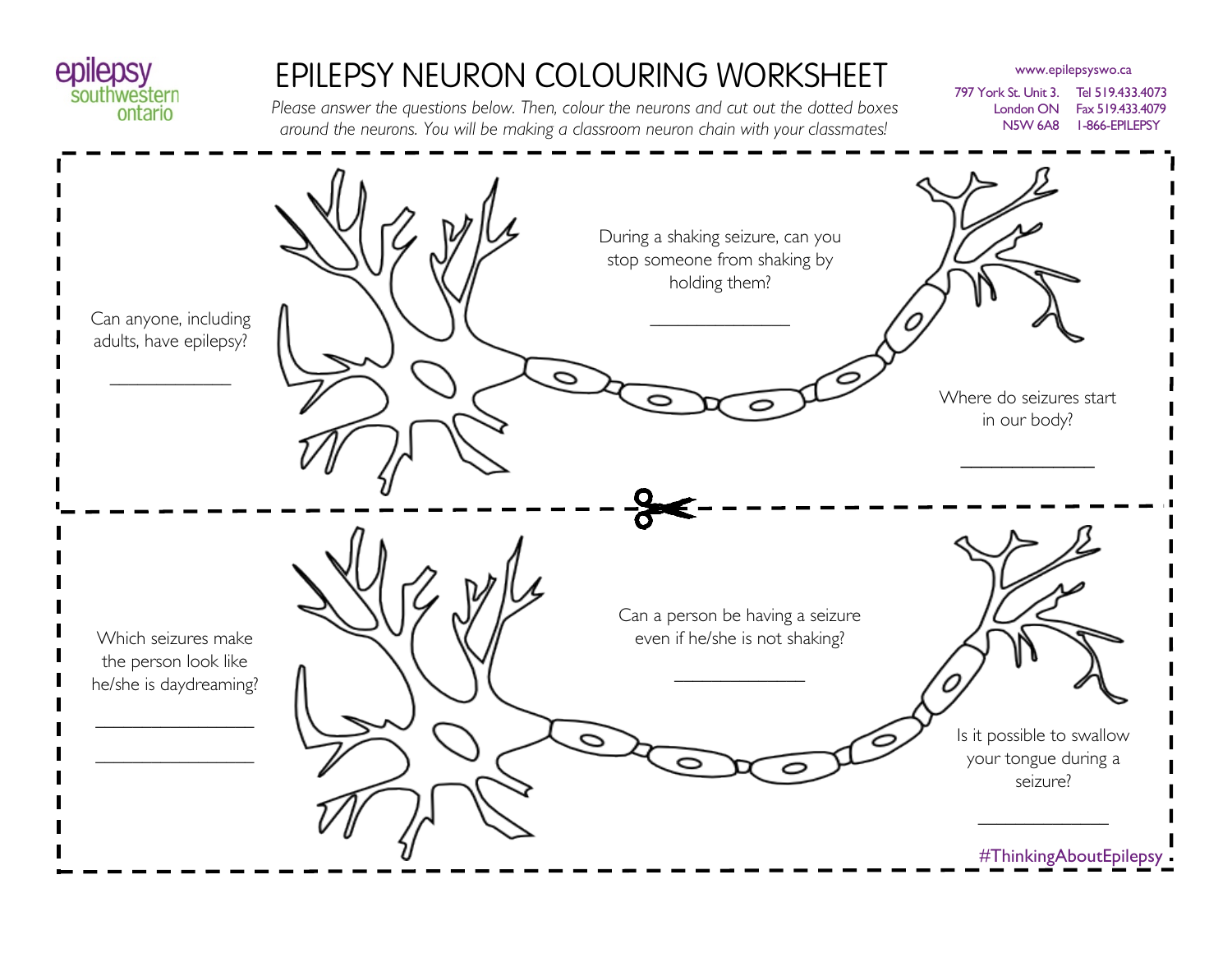epilepsy southwestern ontario

# EPILEPSY NEURON COLOURING WORKSHEET

*Please answer the questions below. Then, colour the neurons and cut out the dotted boxes around the neurons. You will be making a classroom neuron chain with your classmates!*

www.epilepsyswo.ca

797 York St. Unit 3.
London ON
N5W 6A8

Tel 519.433.4073
Fax 519.433.4079
1-866-EPILEPSY

Can anyone, including adults, have epilepsy?

_____________

During a shaking seizure, can you stop someone from shaking by holding them?

_______________

Where do seizures start in our body?

_______________

Which seizures make the person look like he/she is daydreaming?

__________________

__________________

Can a person be having a seizure even if he/she is not shaking?

_______________

Is it possible to swallow your tongue during a seizure?

_______________

#ThinkingAboutEpilepsy